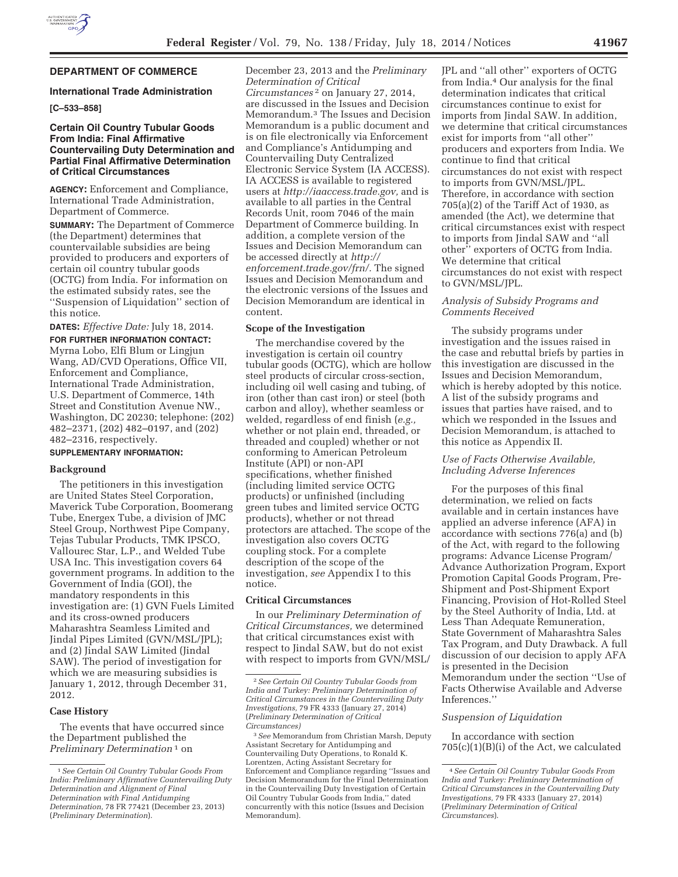## DEPARTMENT OF COMMERCE

### International Trade Administration

**[C–533–858]**

### Certain Oil Country Tubular Goods From India: Final Affirmative Countervailing Duty Determination and Partial Final Affirmative Determination of Critical Circumstances

**AGENCY:** Enforcement and Compliance, International Trade Administration, Department of Commerce.

**SUMMARY:** The Department of Commerce (the Department) determines that countervailable subsidies are being provided to producers and exporters of certain oil country tubular goods (OCTG) from India. For information on the estimated subsidy rates, see the ''Suspension of Liquidation'' section of this notice.

**DATES:** *Effective Date:* July 18, 2014.

**FOR FURTHER INFORMATION CONTACT:** Myrna Lobo, Elfi Blum or Lingjun Wang, AD/CVD Operations, Office VII, Enforcement and Compliance, International Trade Administration, U.S. Department of Commerce, 14th Street and Constitution Avenue NW., Washington, DC 20230; telephone: (202) 482–2371, (202) 482–0197, and (202) 482–2316, respectively.

**SUPPLEMENTARY INFORMATION:**

#### Background

The petitioners in this investigation are United States Steel Corporation, Maverick Tube Corporation, Boomerang Tube, Energex Tube, a division of JMC Steel Group, Northwest Pipe Company, Tejas Tubular Products, TMK IPSCO, Vallourec Star, L.P., and Welded Tube USA Inc. This investigation covers 64 government programs. In addition to the Government of India (GOI), the mandatory respondents in this investigation are: (1) GVN Fuels Limited and its cross-owned producers Maharashtra Seamless Limited and Jindal Pipes Limited (GVN/MSL/JPL); and (2) Jindal SAW Limited (Jindal SAW). The period of investigation for which we are measuring subsidies is January 1, 2012, through December 31, 2012.

#### Case History

The events that have occurred since the Department published the *Preliminary Determination* [1] on December 23, 2013 and the *Preliminary Determination of Critical Circumstances* [2] on January 27, 2014, are discussed in the Issues and Decision Memorandum.[3] The Issues and Decision Memorandum is a public document and is on file electronically via Enforcement and Compliance's Antidumping and Countervailing Duty Centralized Electronic Service System (IA ACCESS). IA ACCESS is available to registered users at *http://iaaccess.trade.gov,* and is available to all parties in the Central Records Unit, room 7046 of the main Department of Commerce building. In addition, a complete version of the Issues and Decision Memorandum can be accessed directly at *http://enforcement.trade.gov/frn/.* The signed Issues and Decision Memorandum and the electronic versions of the Issues and Decision Memorandum are identical in content.

#### Scope of the Investigation

The merchandise covered by the investigation is certain oil country tubular goods (OCTG), which are hollow steel products of circular cross-section, including oil well casing and tubing, of iron (other than cast iron) or steel (both carbon and alloy), whether seamless or welded, regardless of end finish (*e.g.,* whether or not plain end, threaded, or threaded and coupled) whether or not conforming to American Petroleum Institute (API) or non-API specifications, whether finished (including limited service OCTG products) or unfinished (including green tubes and limited service OCTG products), whether or not thread protectors are attached. The scope of the investigation also covers OCTG coupling stock. For a complete description of the scope of the investigation, *see* Appendix I to this notice.

#### Critical Circumstances

In our *Preliminary Determination of Critical Circumstances,* we determined that critical circumstances exist with respect to Jindal SAW, but do not exist with respect to imports from GVN/MSL/JPL and ''all other'' exporters of OCTG from India.[4] Our analysis for the final determination indicates that critical circumstances continue to exist for imports from Jindal SAW. In addition, we determine that critical circumstances exist for imports from ''all other'' producers and exporters from India. We continue to find that critical circumstances do not exist with respect to imports from GVN/MSL/JPL. Therefore, in accordance with section 705(a)(2) of the Tariff Act of 1930, as amended (the Act), we determine that critical circumstances exist with respect to imports from Jindal SAW and ''all other'' exporters of OCTG from India. We determine that critical circumstances do not exist with respect to GVN/MSL/JPL.

##### *Analysis of Subsidy Programs and Comments Received*

The subsidy programs under investigation and the issues raised in the case and rebuttal briefs by parties in this investigation are discussed in the Issues and Decision Memorandum, which is hereby adopted by this notice. A list of the subsidy programs and issues that parties have raised, and to which we responded in the Issues and Decision Memorandum, is attached to this notice as Appendix II.

##### *Use of Facts Otherwise Available, Including Adverse Inferences*

For the purposes of this final determination, we relied on facts available and in certain instances have applied an adverse inference (AFA) in accordance with sections 776(a) and (b) of the Act, with regard to the following programs: Advance License Program/Advance Authorization Program, Export Promotion Capital Goods Program, Pre-Shipment and Post-Shipment Export Financing, Provision of Hot-Rolled Steel by the Steel Authority of India, Ltd. at Less Than Adequate Remuneration, State Government of Maharashtra Sales Tax Program, and Duty Drawback. A full discussion of our decision to apply AFA is presented in the Decision Memorandum under the section ''Use of Facts Otherwise Available and Adverse Inferences.''

##### *Suspension of Liquidation*

In accordance with section 705(c)(1)(B)(i) of the Act, we calculated

---

[1] *See Certain Oil Country Tubular Goods From India: Preliminary Affirmative Countervailing Duty Determination and Alignment of Final Determination with Final Antidumping Determination,* 78 FR 77421 (December 23, 2013) (*Preliminary Determination*).

[2] *See Certain Oil Country Tubular Goods from India and Turkey: Preliminary Determination of Critical Circumstances in the Countervailing Duty Investigations,* 79 FR 4333 (January 27, 2014) (*Preliminary Determination of Critical Circumstances)*

[3] *See* Memorandum from Christian Marsh, Deputy Assistant Secretary for Antidumping and Countervailing Duty Operations, to Ronald K. Lorentzen, Acting Assistant Secretary for Enforcement and Compliance regarding ''Issues and Decision Memorandum for the Final Determination in the Countervailing Duty Investigation of Certain Oil Country Tubular Goods from India,'' dated concurrently with this notice (Issues and Decision Memorandum).

[4] *See Certain Oil Country Tubular Goods from India and Turkey: Preliminary Determination of Critical Circumstances in the Countervailing Duty Investigations,* 79 FR 4333 (January 27, 2014) (*Preliminary Determination of Critical Circumstances*).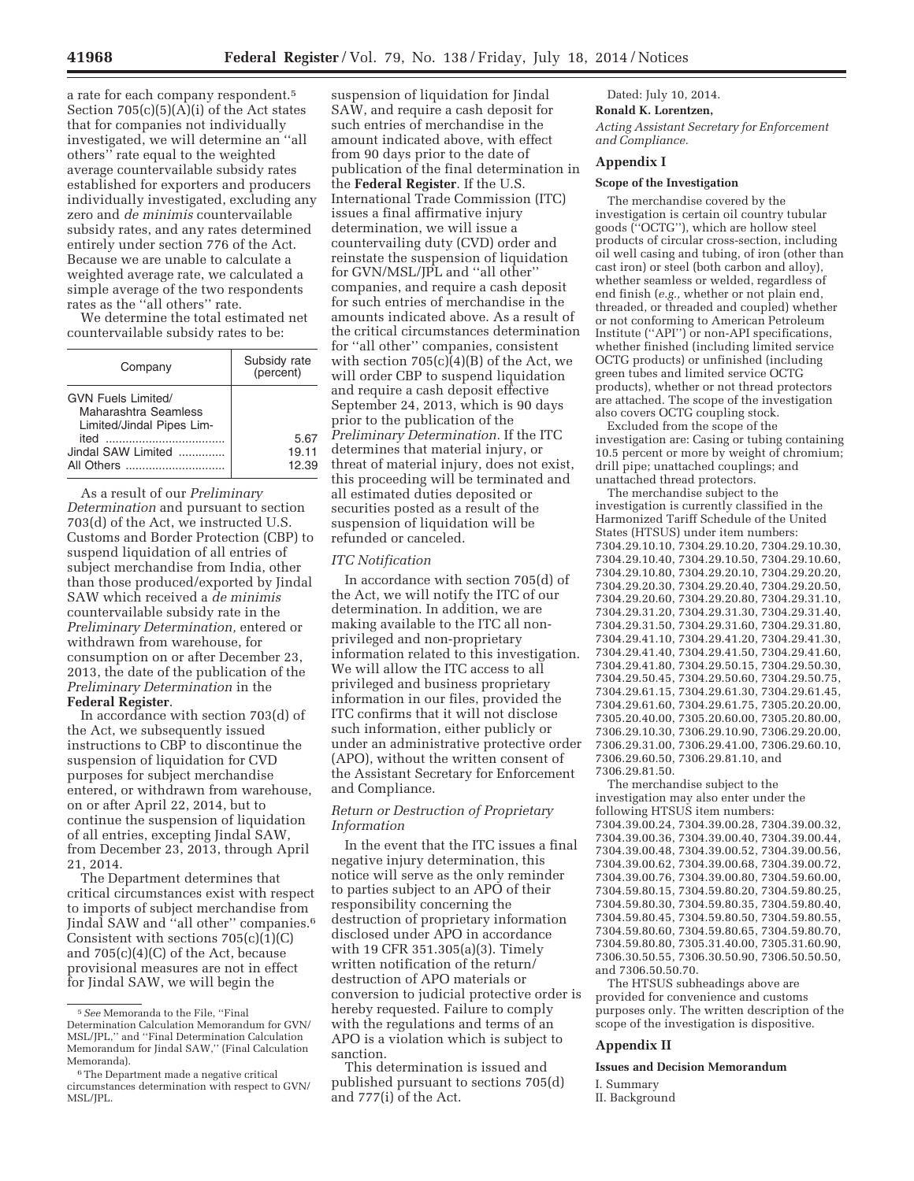a rate for each company respondent.[5] Section 705(c)(5)(A)(i) of the Act states that for companies not individually investigated, we will determine an ''all others'' rate equal to the weighted average countervailable subsidy rates established for exporters and producers individually investigated, excluding any zero and *de minimis* countervailable subsidy rates, and any rates determined entirely under section 776 of the Act. Because we are unable to calculate a weighted average rate, we calculated a simple average of the two respondents rates as the ''all others'' rate.

We determine the total estimated net countervailable subsidy rates to be:

| Company | Subsidy rate (percent) |
| --- | --- |
| GVN Fuels Limited/Maharashtra Seamless Limited/Jindal Pipes Limited | 5.67 |
| Jindal SAW Limited | 19.11 |
| All Others | 12.39 |

As a result of our *Preliminary Determination* and pursuant to section 703(d) of the Act, we instructed U.S. Customs and Border Protection (CBP) to suspend liquidation of all entries of subject merchandise from India, other than those produced/exported by Jindal SAW which received a *de minimis* countervailable subsidy rate in the *Preliminary Determination,* entered or withdrawn from warehouse, for consumption on or after December 23, 2013, the date of the publication of the *Preliminary Determination* in the **Federal Register**.

In accordance with section 703(d) of the Act, we subsequently issued instructions to CBP to discontinue the suspension of liquidation for CVD purposes for subject merchandise entered, or withdrawn from warehouse, on or after April 22, 2014, but to continue the suspension of liquidation of all entries, excepting Jindal SAW, from December 23, 2013, through April 21, 2014.

The Department determines that critical circumstances exist with respect to imports of subject merchandise from Jindal SAW and ''all other'' companies.[6] Consistent with sections 705(c)(1)(C) and 705(c)(4)(C) of the Act, because provisional measures are not in effect for Jindal SAW, we will begin the suspension of liquidation for Jindal SAW, and require a cash deposit for such entries of merchandise in the amount indicated above, with effect from 90 days prior to the date of publication of the final determination in the **Federal Register**. If the U.S. International Trade Commission (ITC) issues a final affirmative injury determination, we will issue a countervailing duty (CVD) order and reinstate the suspension of liquidation for GVN/MSL/JPL and ''all other'' companies, and require a cash deposit for such entries of merchandise in the amounts indicated above. As a result of the critical circumstances determination for ''all other'' companies, consistent with section 705(c)(4)(B) of the Act, we will order CBP to suspend liquidation and require a cash deposit effective September 24, 2013, which is 90 days prior to the publication of the *Preliminary Determination.* If the ITC determines that material injury, or threat of material injury, does not exist, this proceeding will be terminated and all estimated duties deposited or securities posted as a result of the suspension of liquidation will be refunded or canceled.

### *ITC Notification*

In accordance with section 705(d) of the Act, we will notify the ITC of our determination. In addition, we are making available to the ITC all non-privileged and non-proprietary information related to this investigation. We will allow the ITC access to all privileged and business proprietary information in our files, provided the ITC confirms that it will not disclose such information, either publicly or under an administrative protective order (APO), without the written consent of the Assistant Secretary for Enforcement and Compliance.

### *Return or Destruction of Proprietary Information*

In the event that the ITC issues a final negative injury determination, this notice will serve as the only reminder to parties subject to an APO of their responsibility concerning the destruction of proprietary information disclosed under APO in accordance with 19 CFR 351.305(a)(3). Timely written notification of the return/destruction of APO materials or conversion to judicial protective order is hereby requested. Failure to comply with the regulations and terms of an APO is a violation which is subject to sanction.

This determination is issued and published pursuant to sections 705(d) and 777(i) of the Act.

Dated: July 10, 2014.

**Ronald K. Lorentzen,**

*Acting Assistant Secretary for Enforcement and Compliance.*

## Appendix I

### Scope of the Investigation

The merchandise covered by the investigation is certain oil country tubular goods (''OCTG''), which are hollow steel products of circular cross-section, including oil well casing and tubing, of iron (other than cast iron) or steel (both carbon and alloy), whether seamless or welded, regardless of end finish (*e.g.,* whether or not plain end, threaded, or threaded and coupled) whether or not conforming to American Petroleum Institute (''API'') or non-API specifications, whether finished (including limited service OCTG products) or unfinished (including green tubes and limited service OCTG products), whether or not thread protectors are attached. The scope of the investigation also covers OCTG coupling stock.

Excluded from the scope of the investigation are: Casing or tubing containing 10.5 percent or more by weight of chromium; drill pipe; unattached couplings; and unattached thread protectors.

The merchandise subject to the investigation is currently classified in the Harmonized Tariff Schedule of the United States (HTSUS) under item numbers: 7304.29.10.10, 7304.29.10.20, 7304.29.10.30, 7304.29.10.40, 7304.29.10.50, 7304.29.10.60, 7304.29.10.80, 7304.29.20.10, 7304.29.20.20, 7304.29.20.30, 7304.29.20.40, 7304.29.20.50, 7304.29.20.60, 7304.29.20.80, 7304.29.31.10, 7304.29.31.20, 7304.29.31.30, 7304.29.31.40, 7304.29.31.50, 7304.29.31.60, 7304.29.31.80, 7304.29.41.10, 7304.29.41.20, 7304.29.41.30, 7304.29.41.40, 7304.29.41.50, 7304.29.41.60, 7304.29.41.80, 7304.29.50.15, 7304.29.50.30, 7304.29.50.45, 7304.29.50.60, 7304.29.50.75, 7304.29.61.15, 7304.29.61.30, 7304.29.61.45, 7304.29.61.60, 7304.29.61.75, 7305.20.20.00, 7305.20.40.00, 7305.20.60.00, 7305.20.80.00, 7306.29.10.30, 7306.29.10.90, 7306.29.20.00, 7306.29.31.00, 7306.29.41.00, 7306.29.60.10, 7306.29.60.50, 7306.29.81.10, and 7306.29.81.50.

The merchandise subject to the investigation may also enter under the following HTSUS item numbers: 7304.39.00.24, 7304.39.00.28, 7304.39.00.32, 7304.39.00.36, 7304.39.00.40, 7304.39.00.44, 7304.39.00.48, 7304.39.00.52, 7304.39.00.56, 7304.39.00.62, 7304.39.00.68, 7304.39.00.72, 7304.39.00.76, 7304.39.00.80, 7304.59.60.00, 7304.59.80.15, 7304.59.80.20, 7304.59.80.25, 7304.59.80.30, 7304.59.80.35, 7304.59.80.40, 7304.59.80.45, 7304.59.80.50, 7304.59.80.55, 7304.59.80.60, 7304.59.80.65, 7304.59.80.70, 7304.59.80.80, 7305.31.40.00, 7305.31.60.90, 7306.30.50.55, 7306.30.50.90, 7306.50.50.50, and 7306.50.50.70.

The HTSUS subheadings above are provided for convenience and customs purposes only. The written description of the scope of the investigation is dispositive.

## Appendix II

### Issues and Decision Memorandum

I. Summary

II. Background

---

[5] *See* Memoranda to the File, ''Final Determination Calculation Memorandum for GVN/MSL/JPL,'' and ''Final Determination Calculation Memorandum for Jindal SAW,'' (Final Calculation Memoranda).

[6] The Department made a negative critical circumstances determination with respect to GVN/MSL/JPL.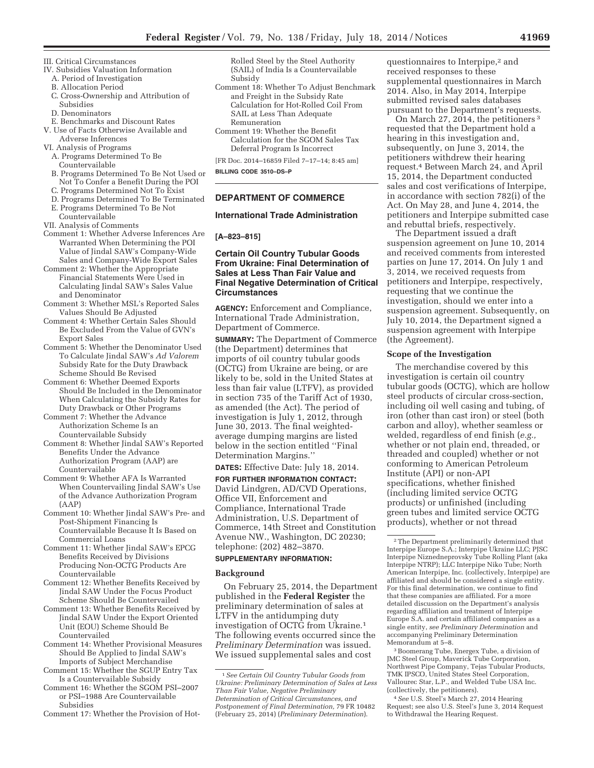III. Critical Circumstances
IV. Subsidies Valuation Information
  A. Period of Investigation
  B. Allocation Period
  C. Cross-Ownership and Attribution of Subsidies
  D. Denominators
  E. Benchmarks and Discount Rates
V. Use of Facts Otherwise Available and Adverse Inferences
VI. Analysis of Programs
  A. Programs Determined To Be Countervailable
  B. Programs Determined To Be Not Used or Not To Confer a Benefit During the POI
  C. Programs Determined Not To Exist
  D. Programs Determined To Be Terminated
  E. Programs Determined To Be Not Countervailable
VII. Analysis of Comments
Comment 1: Whether Adverse Inferences Are Warranted When Determining the POI Value of Jindal SAW's Company-Wide Sales and Company-Wide Export Sales
Comment 2: Whether the Appropriate Financial Statements Were Used in Calculating Jindal SAW's Sales Value and Denominator
Comment 3: Whether MSL's Reported Sales Values Should Be Adjusted
Comment 4: Whether Certain Sales Should Be Excluded From the Value of GVN's Export Sales
Comment 5: Whether the Denominator Used To Calculate Jindal SAW's *Ad Valorem* Subsidy Rate for the Duty Drawback Scheme Should Be Revised
Comment 6: Whether Deemed Exports Should Be Included in the Denominator When Calculating the Subsidy Rates for Duty Drawback or Other Programs
Comment 7: Whether the Advance Authorization Scheme Is an Countervailable Subsidy
Comment 8: Whether Jindal SAW's Reported Benefits Under the Advance Authorization Program (AAP) are Countervailable
Comment 9: Whether AFA Is Warranted When Countervailing Jindal SAW's Use of the Advance Authorization Program (AAP)
Comment 10: Whether Jindal SAW's Pre- and Post-Shipment Financing Is Countervailable Because It Is Based on Commercial Loans
Comment 11: Whether Jindal SAW's EPCG Benefits Received by Divisions Producing Non-OCTG Products Are Countervailable
Comment 12: Whether Benefits Received by Jindal SAW Under the Focus Product Scheme Should Be Countervailed
Comment 13: Whether Benefits Received by Jindal SAW Under the Export Oriented Unit (EOU) Scheme Should Be Countervailed
Comment 14: Whether Provisional Measures Should Be Applied to Jindal SAW's Imports of Subject Merchandise
Comment 15: Whether the SGUP Entry Tax Is a Countervailable Subsidy
Comment 16: Whether the SGOM PSI–2007 or PSI–1988 Are Countervailable Subsidies
Comment 17: Whether the Provision of Hot-Rolled Steel by the Steel Authority (SAIL) of India Is a Countervailable Subsidy
Comment 18: Whether To Adjust Benchmark and Freight in the Subsidy Rate Calculation for Hot-Rolled Coil From SAIL at Less Than Adequate Remuneration
Comment 19: Whether the Benefit Calculation for the SGOM Sales Tax Deferral Program Is Incorrect

[FR Doc. 2014–16859 Filed 7–17–14; 8:45 am]

**BILLING CODE 3510–DS–P**

---

# DEPARTMENT OF COMMERCE

## International Trade Administration

**[A–823–815]**

## Certain Oil Country Tubular Goods From Ukraine: Final Determination of Sales at Less Than Fair Value and Final Negative Determination of Critical Circumstances

**AGENCY:** Enforcement and Compliance, International Trade Administration, Department of Commerce.

**SUMMARY:** The Department of Commerce (the Department) determines that imports of oil country tubular goods (OCTG) from Ukraine are being, or are likely to be, sold in the United States at less than fair value (LTFV), as provided in section 735 of the Tariff Act of 1930, as amended (the Act). The period of investigation is July 1, 2012, through June 30, 2013. The final weighted-average dumping margins are listed below in the section entitled "Final Determination Margins."

**DATES:** Effective Date: July 18, 2014.

**FOR FURTHER INFORMATION CONTACT:** David Lindgren, AD/CVD Operations, Office VII, Enforcement and Compliance, International Trade Administration, U.S. Department of Commerce, 14th Street and Constitution Avenue NW., Washington, DC 20230; telephone: (202) 482–3870.

**SUPPLEMENTARY INFORMATION:**

### Background

On February 25, 2014, the Department published in the **Federal Register** the preliminary determination of sales at LTFV in the antidumping duty investigation of OCTG from Ukraine.[1] The following events occurred since the *Preliminary Determination* was issued. We issued supplemental sales and cost questionnaires to Interpipe,[2] and received responses to these supplemental questionnaires in March 2014. Also, in May 2014, Interpipe submitted revised sales databases pursuant to the Department's requests.

On March 27, 2014, the petitioners[3] requested that the Department hold a hearing in this investigation and, subsequently, on June 3, 2014, the petitioners withdrew their hearing request.[4] Between March 24, and April 15, 2014, the Department conducted sales and cost verifications of Interpipe, in accordance with section 782(i) of the Act. On May 28, and June 4, 2014, the petitioners and Interpipe submitted case and rebuttal briefs, respectively.

The Department issued a draft suspension agreement on June 10, 2014 and received comments from interested parties on June 17, 2014. On July 1 and 3, 2014, we received requests from petitioners and Interpipe, respectively, requesting that we continue the investigation, should we enter into a suspension agreement. Subsequently, on July 10, 2014, the Department signed a suspension agreement with Interpipe (the Agreement).

### Scope of the Investigation

The merchandise covered by this investigation is certain oil country tubular goods (OCTG), which are hollow steel products of circular cross-section, including oil well casing and tubing, of iron (other than cast iron) or steel (both carbon and alloy), whether seamless or welded, regardless of end finish (*e.g.,* whether or not plain end, threaded, or threaded and coupled) whether or not conforming to American Petroleum Institute (API) or non-API specifications, whether finished (including limited service OCTG products) or unfinished (including green tubes and limited service OCTG products), whether or not thread

---

[1] *See Certain Oil Country Tubular Goods from Ukraine: Preliminary Determination of Sales at Less Than Fair Value, Negative Preliminary Determination of Critical Circumstances, and Postponement of Final Determination,* 79 FR 10482 (February 25, 2014) (*Preliminary Determination*).

[2] The Department preliminarily determined that Interpipe Europe S.A.; Interpipe Ukraine LLC; PJSC Interpipe Niznedneprovsky Tube Rolling Plant (aka Interpipe NTRP); LLC Interpipe Niko Tube; North American Interpipe, Inc. (collectively, Interpipe) are affiliated and should be considered a single entity. For this final determination, we continue to find that these companies are affiliated. For a more detailed discussion on the Department's analysis regarding affiliation and treatment of Interpipe Europe S.A. and certain affiliated companies as a single entity, *see Preliminary Determination* and accompanying Preliminary Determination Memorandum at 5–8.

[3] Boomerang Tube, Energex Tube, a division of JMC Steel Group, Maverick Tube Corporation, Northwest Pipe Company, Tejas Tubular Products, TMK IPSCO, United States Steel Corporation, Vallourec Star, L.P., and Welded Tube USA Inc. (collectively, the petitioners).

[4] *See* U.S. Steel's March 27, 2014 Hearing Request; see also U.S. Steel's June 3, 2014 Request to Withdrawal the Hearing Request.